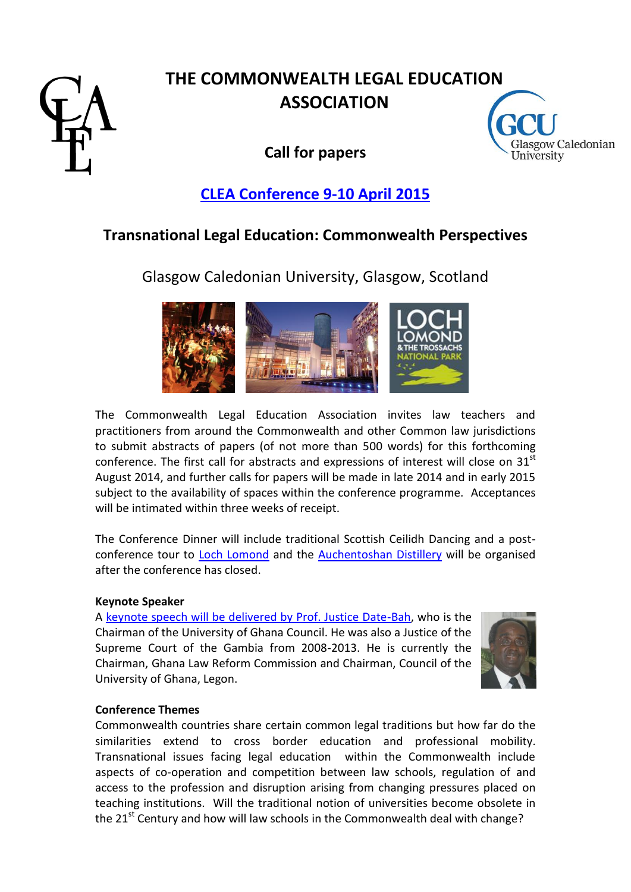# THE COMMONWEALTH LEGAL EDUCATION ASSOCIATION

**Call for papers**

## CLEA Conference 9-10 April 2015

## Transational Legal Education: Commonwealth Perspectives

Glasgow Caledonian University, Glasgow, Scotland

The Commonwealth Legal Education Association invites law teachers and practitioners from around the Commonwealth and other Common law jurisdictions to submit abstracts of papers (of not more than 500 words) for this forthcoming conference. The first call for abstracts and expressions of interest will close on 31st August 2014, and further calls for papers will be made in late 2014 and in early 2015 subject to the availability of spaces within the conference programme. Acceptances will be intimated within three weeks of receipt.

The Conference Dinner will include traditional Scottish Ceilidh Dancing and a post-conference tour to Loch Lomond and the Auchentoshan Distillery will be organised after the conference has closed.

**Keynote Speaker**

A keynote speech will be delivered by Prof. Justice Date-Bah, who is the Chairman of the University of Ghana Council. He was also a Justice of the Supreme Court of the Gambia from 2008-2013. He is currently the Chairman, Ghana Law Reform Commission and Chairman, Council of the University of Ghana, Legon.

**Conference Themes**

Commonwealth countries share certain common legal traditions but how far do the similarities extend to cross border education and professional mobility. Transnational issues facing legal education within the Commonwealth include aspects of co-operation and competition between law schools, regulation of and access to the profession and disruption arising from changing pressures placed on teaching institutions. Will the traditional notion of universities become obsolete in the 21st Century and how will law schools in the Commonwealth deal with change?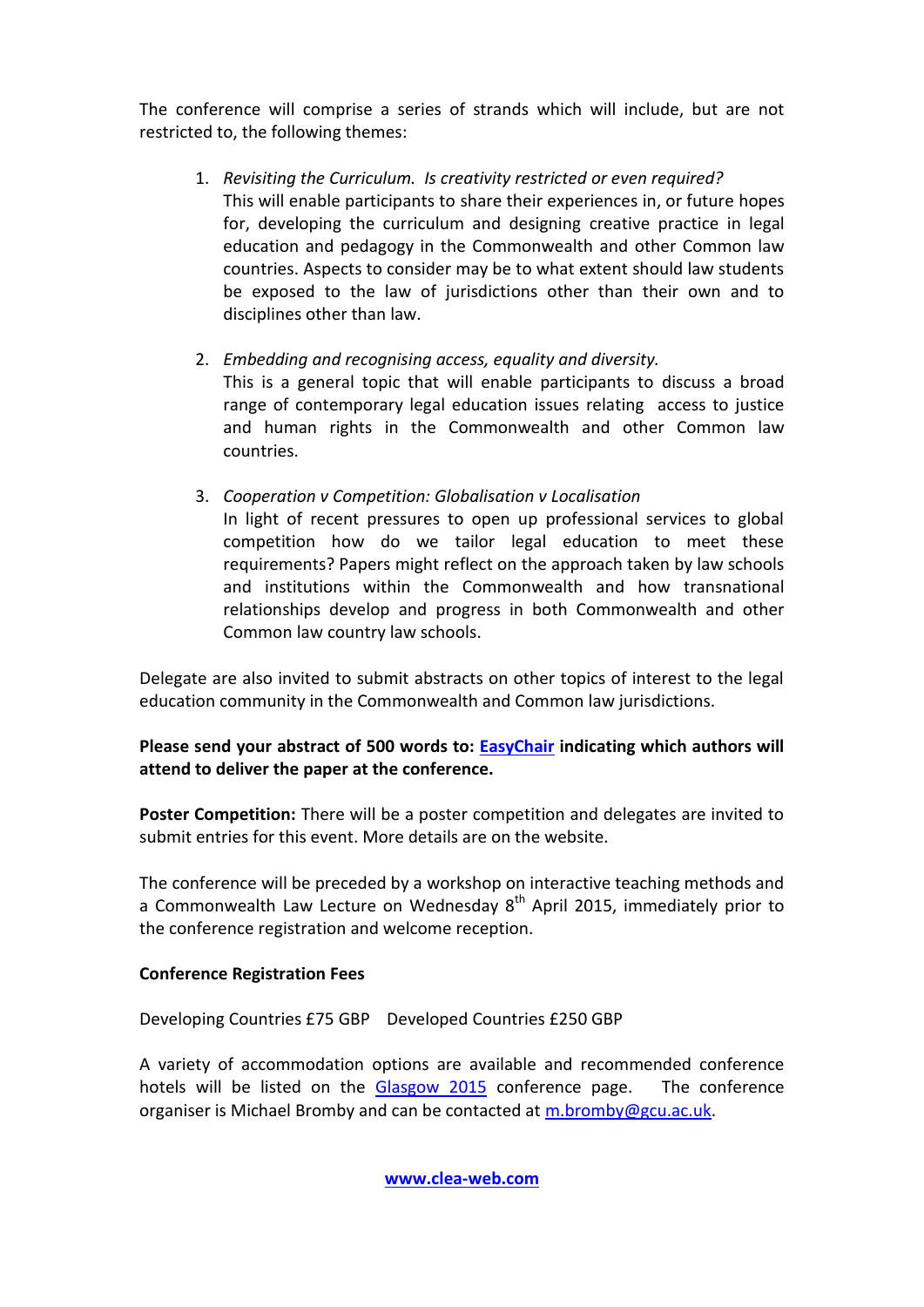The conference will comprise a series of strands which will include, but are not restricted to, the following themes:

1. *Revisiting the Curriculum. Is creativity restricted or even required?*
   This will enable participants to share their experiences in, or future hopes for, developing the curriculum and designing creative practice in legal education and pedagogy in the Commonwealth and other Common law countries. Aspects to consider may be to what extent should law students be exposed to the law of jurisdictions other than their own and to disciplines other than law.

2. *Embedding and recognising access, equality and diversity.*
   This is a general topic that will enable participants to discuss a broad range of contemporary legal education issues relating access to justice and human rights in the Commonwealth and other Common law countries.

3. *Cooperation v Competition: Globalisation v Localisation*
   In light of recent pressures to open up professional services to global competition how do we tailor legal education to meet these requirements? Papers might reflect on the approach taken by law schools and institutions within the Commonwealth and how transnational relationships develop and progress in both Commonwealth and other Common law country law schools.

Delegate are also invited to submit abstracts on other topics of interest to the legal education community in the Commonwealth and Common law jurisdictions.

**Please send your abstract of 500 words to: EasyChair indicating which authors will attend to deliver the paper at the conference.**

**Poster Competition:** There will be a poster competition and delegates are invited to submit entries for this event. More details are on the website.

The conference will be preceded by a workshop on interactive teaching methods and a Commonwealth Law Lecture on Wednesday 8th April 2015, immediately prior to the conference registration and welcome reception.

**Conference Registration Fees**

Developing Countries £75 GBP  Developed Countries £250 GBP

A variety of accommodation options are available and recommended conference hotels will be listed on the Glasgow 2015 conference page. The conference organiser is Michael Bromby and can be contacted at m.bromby@gcu.ac.uk.

**www.clea-web.com**